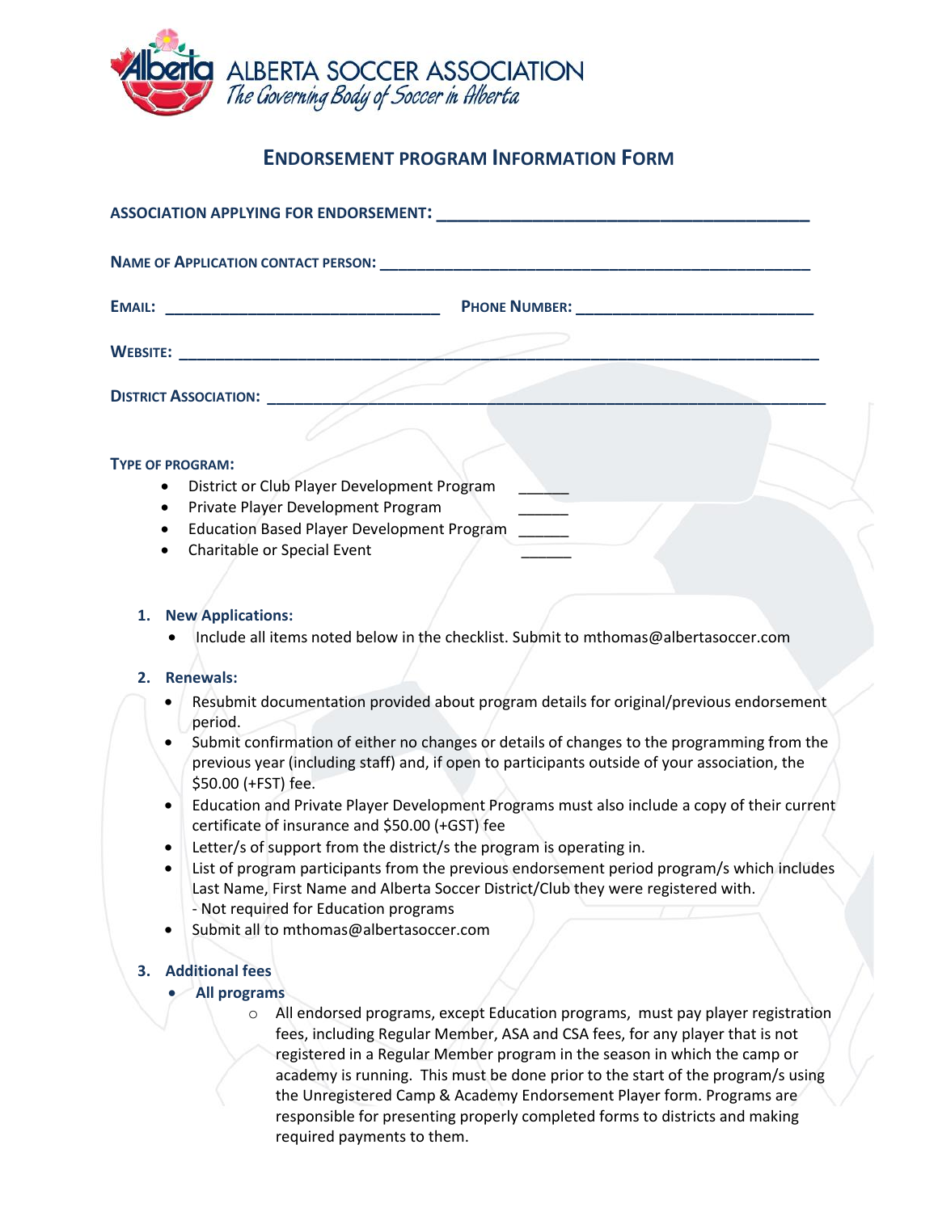ALBERTA SOCCER ASSOCIATION
*The Governing Body of Soccer in Alberta*

# ENDORSEMENT PROGRAM INFORMATION FORM

**ASSOCIATION APPLYING FOR ENDORSEMENT:** ________________________________________

**NAME OF APPLICATION CONTACT PERSON:** ________________________________________

**EMAIL:** ______________________________ **PHONE NUMBER:** __________________________

**WEBSITE:** ________________________________________________________________________

**DISTRICT ASSOCIATION:** ____________________________________________________________

**TYPE OF PROGRAM:**

- District or Club Player Development Program ______
- Private Player Development Program ______
- Education Based Player Development Program ______
- Charitable or Special Event ______

1. **New Applications:**
   - Include all items noted below in the checklist. Submit to mthomas@albertasoccer.com

2. **Renewals:**
   - Resubmit documentation provided about program details for original/previous endorsement period.
   - Submit confirmation of either no changes or details of changes to the programming from the previous year (including staff) and, if open to participants outside of your association, the $50.00 (+FST) fee.
   - Education and Private Player Development Programs must also include a copy of their current certificate of insurance and $50.00 (+GST) fee
   - Letter/s of support from the district/s the program is operating in.
   - List of program participants from the previous endorsement period program/s which includes Last Name, First Name and Alberta Soccer District/Club they were registered with.
     - Not required for Education programs
   - Submit all to mthomas@albertasoccer.com

3. **Additional fees**
   - **All programs**
     - All endorsed programs, except Education programs, must pay player registration fees, including Regular Member, ASA and CSA fees, for any player that is not registered in a Regular Member program in the season in which the camp or academy is running. This must be done prior to the start of the program/s using the Unregistered Camp & Academy Endorsement Player form. Programs are responsible for presenting properly completed forms to districts and making required payments to them.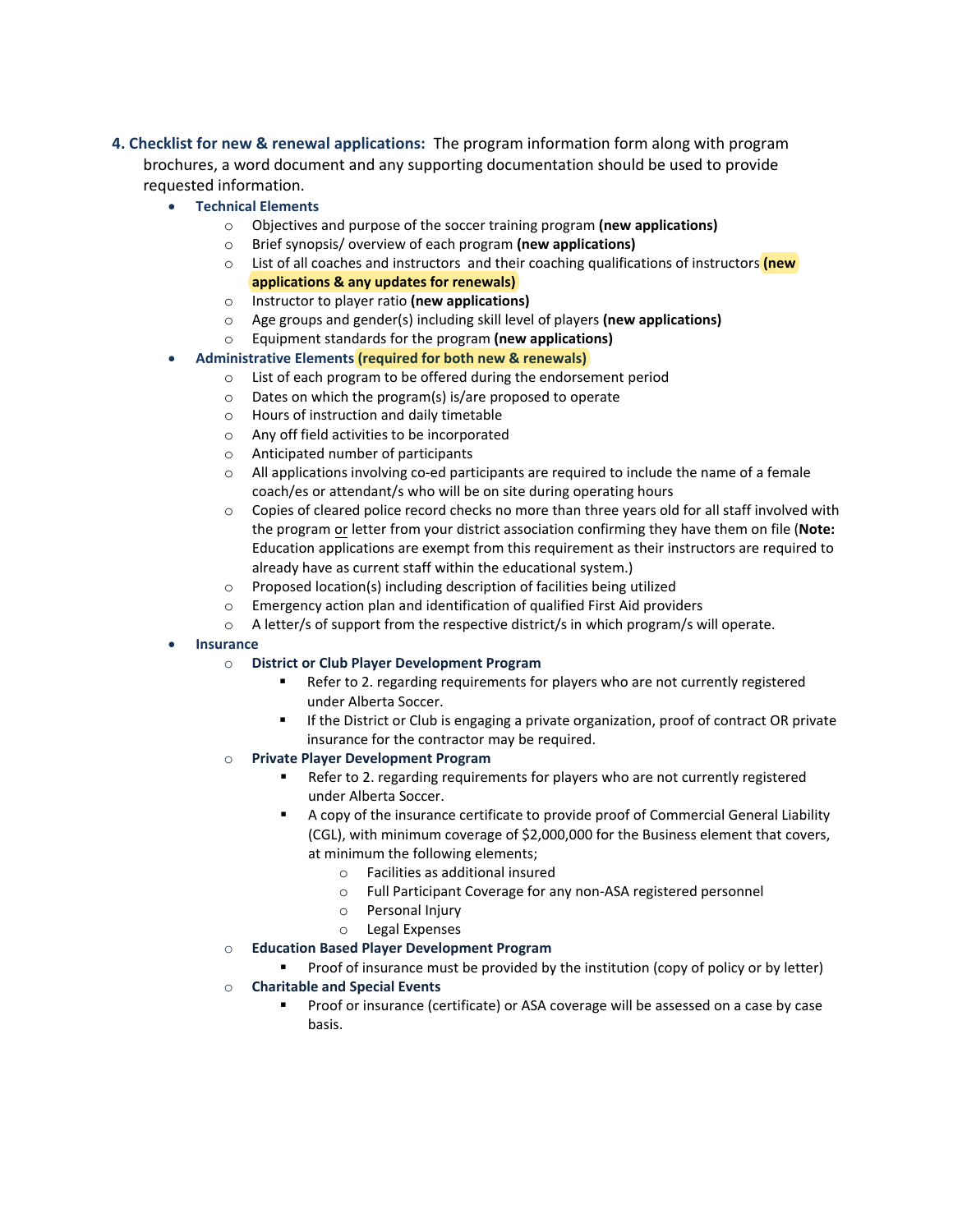**4. Checklist for new & renewal applications:** The program information form along with program brochures, a word document and any supporting documentation should be used to provide requested information.

- **Technical Elements**
  - Objectives and purpose of the soccer training program **(new applications)**
  - Brief synopsis/ overview of each program **(new applications)**
  - List of all coaches and instructors and their coaching qualifications of instructors **(new applications & any updates for renewals)**
  - Instructor to player ratio **(new applications)**
  - Age groups and gender(s) including skill level of players **(new applications)**
  - Equipment standards for the program **(new applications)**
- **Administrative Elements (required for both new & renewals)**
  - List of each program to be offered during the endorsement period
  - Dates on which the program(s) is/are proposed to operate
  - Hours of instruction and daily timetable
  - Any off field activities to be incorporated
  - Anticipated number of participants
  - All applications involving co-ed participants are required to include the name of a female coach/es or attendant/s who will be on site during operating hours
  - Copies of cleared police record checks no more than three years old for all staff involved with the program or letter from your district association confirming they have them on file (**Note:** Education applications are exempt from this requirement as their instructors are required to already have as current staff within the educational system.)
  - Proposed location(s) including description of facilities being utilized
  - Emergency action plan and identification of qualified First Aid providers
  - A letter/s of support from the respective district/s in which program/s will operate.
- **Insurance**
  - **District or Club Player Development Program**
    - Refer to 2. regarding requirements for players who are not currently registered under Alberta Soccer.
    - If the District or Club is engaging a private organization, proof of contract OR private insurance for the contractor may be required.
  - **Private Player Development Program**
    - Refer to 2. regarding requirements for players who are not currently registered under Alberta Soccer.
    - A copy of the insurance certificate to provide proof of Commercial General Liability (CGL), with minimum coverage of $2,000,000 for the Business element that covers, at minimum the following elements;
      - Facilities as additional insured
      - Full Participant Coverage for any non-ASA registered personnel
      - Personal Injury
      - Legal Expenses
  - **Education Based Player Development Program**
    - Proof of insurance must be provided by the institution (copy of policy or by letter)
  - **Charitable and Special Events**
    - Proof or insurance (certificate) or ASA coverage will be assessed on a case by case basis.